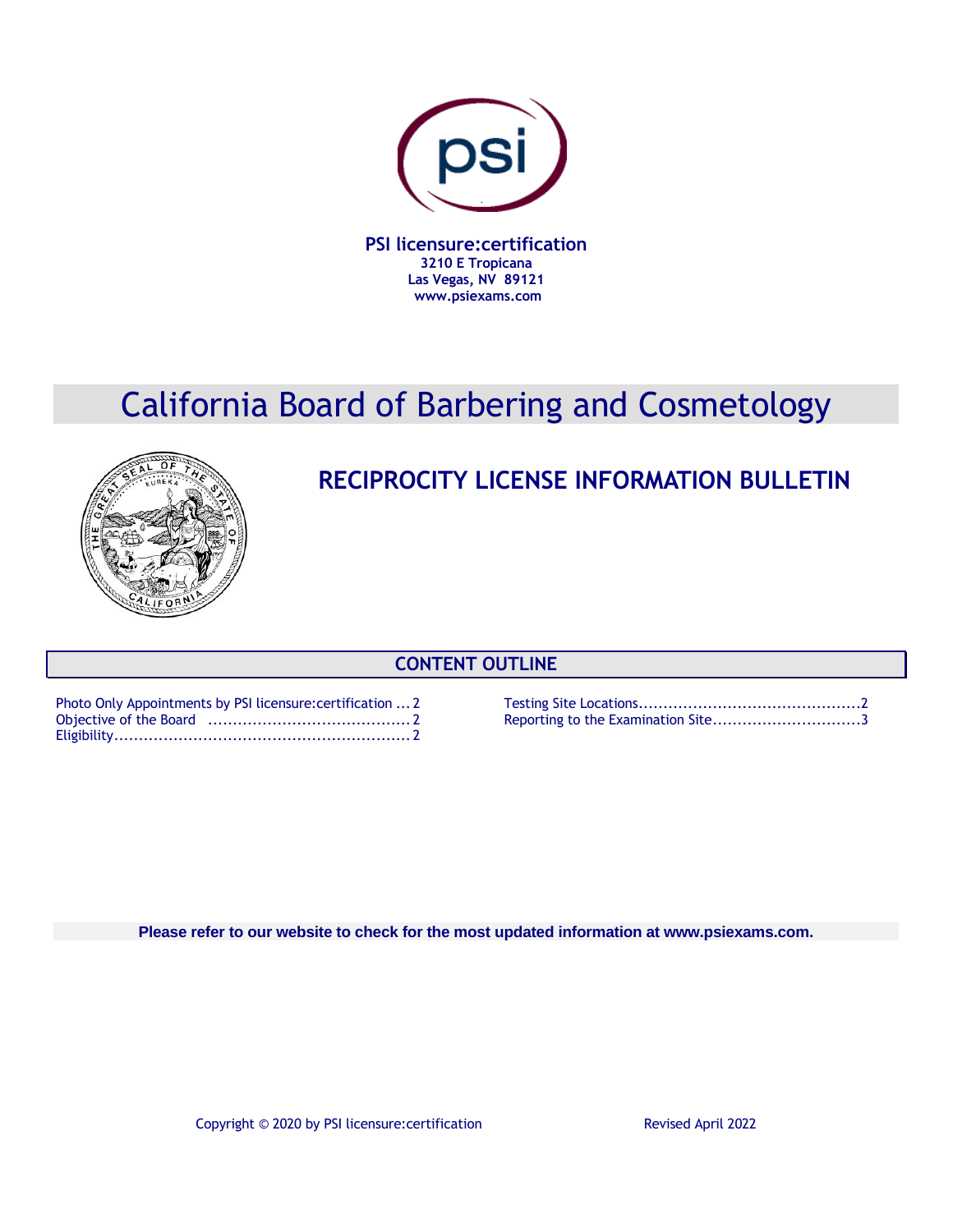**PSI licensure:certification**
**3210 E Tropicana**
**Las Vegas, NV 89121**
**www.psiexams.com**

# California Board of Barbering and Cosmetology

## RECIPROCITY LICENSE INFORMATION BULLETIN

### CONTENT OUTLINE

Photo Only Appointments by PSI licensure:certification ... 2
Objective of the Board ......................................... 2
Eligibility............................................................ 2
Testing Site Locations............................................2
Reporting to the Examination Site.............................3

**Please refer to our website to check for the most updated information at www.psiexams.com.**

Copyright © 2020 by PSI licensure:certification

Revised April 2022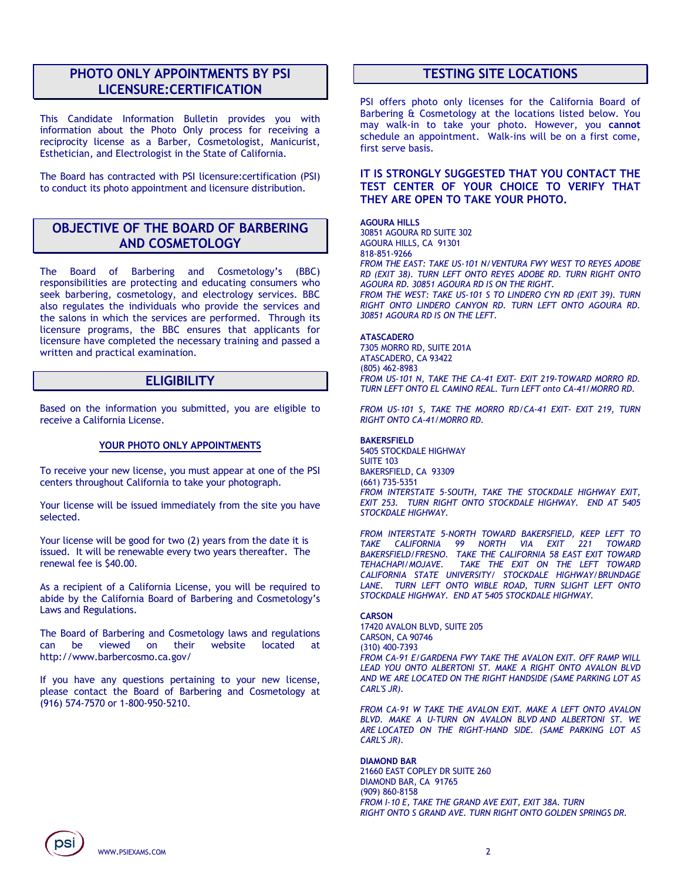## PHOTO ONLY APPOINTMENTS BY PSI LICENSURE:CERTIFICATION

This Candidate Information Bulletin provides you with information about the Photo Only process for receiving a reciprocity license as a Barber, Cosmetologist, Manicurist, Esthetician, and Electrologist in the State of California.

The Board has contracted with PSI licensure:certification (PSI) to conduct its photo appointment and licensure distribution.

## OBJECTIVE OF THE BOARD OF BARBERING AND COSMETOLOGY

The Board of Barbering and Cosmetology's (BBC) responsibilities are protecting and educating consumers who seek barbering, cosmetology, and electrology services. BBC also regulates the individuals who provide the services and the salons in which the services are performed. Through its licensure programs, the BBC ensures that applicants for licensure have completed the necessary training and passed a written and practical examination.

## ELIGIBILITY

Based on the information you submitted, you are eligible to receive a California License.

### YOUR PHOTO ONLY APPOINTMENTS

To receive your new license, you must appear at one of the PSI centers throughout California to take your photograph.

Your license will be issued immediately from the site you have selected.

Your license will be good for two (2) years from the date it is issued. It will be renewable every two years thereafter. The renewal fee is $40.00.

As a recipient of a California License, you will be required to abide by the California Board of Barbering and Cosmetology's Laws and Regulations.

The Board of Barbering and Cosmetology laws and regulations can be viewed on their website located at http://www.barbercosmo.ca.gov/

If you have any questions pertaining to your new license, please contact the Board of Barbering and Cosmetology at (916) 574-7570 or 1-800-950-5210.

## TESTING SITE LOCATIONS

PSI offers photo only licenses for the California Board of Barbering & Cosmetology at the locations listed below. You may walk-in to take your photo. However, you **cannot** schedule an appointment. Walk-ins will be on a first come, first serve basis.

**IT IS STRONGLY SUGGESTED THAT YOU CONTACT THE TEST CENTER OF YOUR CHOICE TO VERIFY THAT THEY ARE OPEN TO TAKE YOUR PHOTO.**

**AGOURA HILLS**
30851 AGOURA RD SUITE 302
AGOURA HILLS, CA 91301
818-851-9266
*FROM THE EAST: TAKE US-101 N/VENTURA FWY WEST TO REYES ADOBE RD (EXIT 38). TURN LEFT ONTO REYES ADOBE RD. TURN RIGHT ONTO AGOURA RD. 30851 AGOURA RD IS ON THE RIGHT.*
*FROM THE WEST: TAKE US-101 S TO LINDERO CYN RD (EXIT 39). TURN RIGHT ONTO LINDERO CANYON RD. TURN LEFT ONTO AGOURA RD. 30851 AGOURA RD IS ON THE LEFT.*

**ATASCADERO**
7305 MORRO RD, SUITE 201A
ATASCADERO, CA 93422
(805) 462-8983
*FROM US-101 N, TAKE THE CA-41 EXIT- EXIT 219-TOWARD MORRO RD. TURN LEFT ONTO EL CAMINO REAL. Turn LEFT onto CA-41/MORRO RD.*

*FROM US-101 S, TAKE THE MORRO RD/CA-41 EXIT- EXIT 219, TURN RIGHT ONTO CA-41/MORRO RD.*

**BAKERSFIELD**
5405 STOCKDALE HIGHWAY
SUITE 103
BAKERSFIELD, CA 93309
(661) 735-5351
*FROM INTERSTATE 5-SOUTH, TAKE THE STOCKDALE HIGHWAY EXIT, EXIT 253. TURN RIGHT ONTO STOCKDALE HIGHWAY. END AT 5405 STOCKDALE HIGHWAY.*

*FROM INTERSTATE 5-NORTH TOWARD BAKERSFIELD, KEEP LEFT TO TAKE CALIFORNIA 99 NORTH VIA EXIT 221 TOWARD BAKERSFIELD/FRESNO. TAKE THE CALIFORNIA 58 EAST EXIT TOWARD TEHACHAPI/MOJAVE. TAKE THE EXIT ON THE LEFT TOWARD CALIFORNIA STATE UNIVERSITY/ STOCKDALE HIGHWAY/BRUNDAGE LANE. TURN LEFT ONTO WIBLE ROAD, TURN SLIGHT LEFT ONTO STOCKDALE HIGHWAY. END AT 5405 STOCKDALE HIGHWAY.*

**CARSON**
17420 AVALON BLVD, SUITE 205
CARSON, CA 90746
(310) 400-7393
*FROM CA-91 E/GARDENA FWY TAKE THE AVALON EXIT. OFF RAMP WILL LEAD YOU ONTO ALBERTONI ST. MAKE A RIGHT ONTO AVALON BLVD AND WE ARE LOCATED ON THE RIGHT HANDSIDE (SAME PARKING LOT AS CARL'S JR).*

*FROM CA-91 W TAKE THE AVALON EXIT. MAKE A LEFT ONTO AVALON BLVD. MAKE A U-TURN ON AVALON BLVD AND ALBERTONI ST. WE ARE LOCATED ON THE RIGHT-HAND SIDE. (SAME PARKING LOT AS CARL'S JR).*

**DIAMOND BAR**
21660 EAST COPLEY DR SUITE 260
DIAMOND BAR, CA 91765
(909) 860-8158
*FROM I-10 E, TAKE THE GRAND AVE EXIT, EXIT 38A. TURN RIGHT ONTO S GRAND AVE. TURN RIGHT ONTO GOLDEN SPRINGS DR.*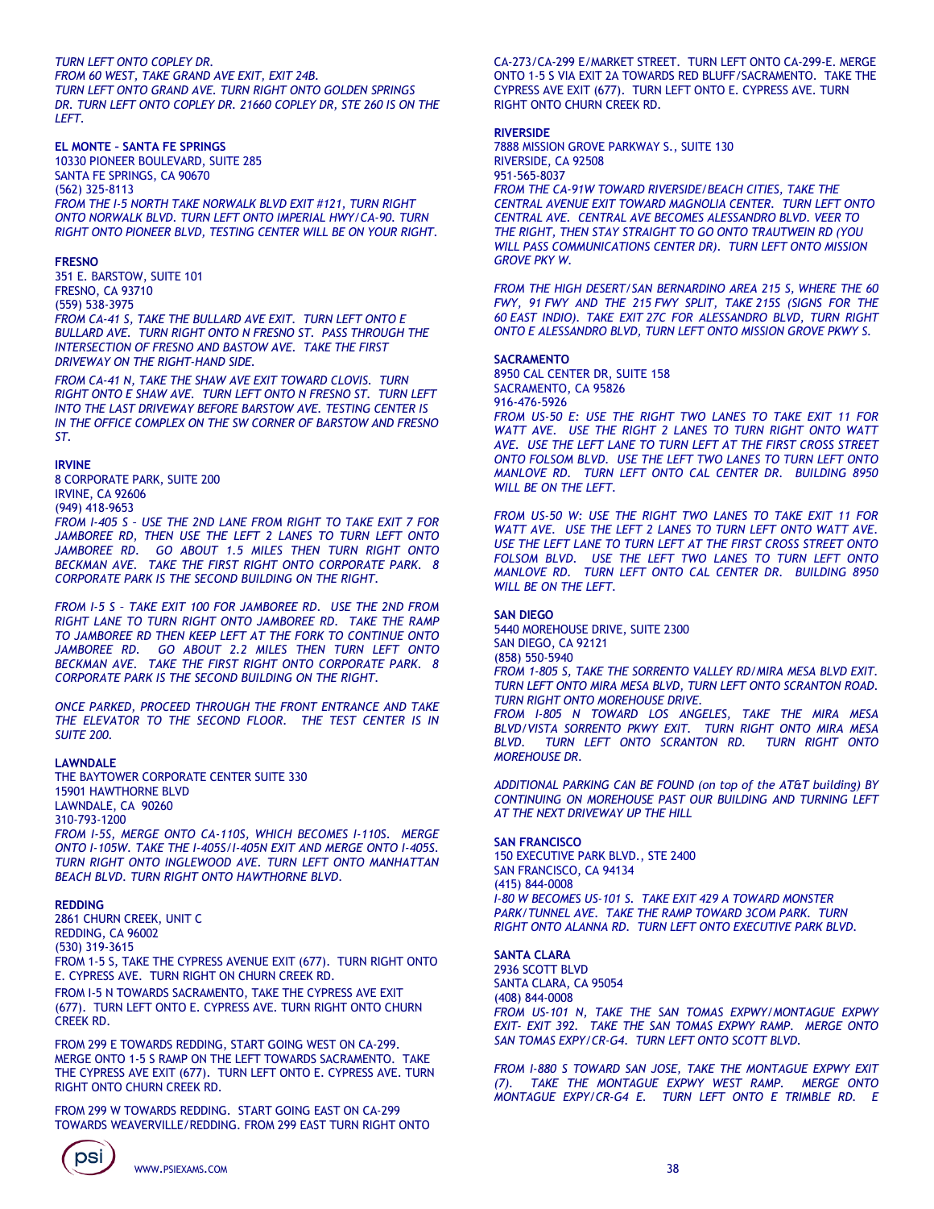*TURN LEFT ONTO COPLEY DR.*
*FROM 60 WEST, TAKE GRAND AVE EXIT, EXIT 24B.*
*TURN LEFT ONTO GRAND AVE. TURN RIGHT ONTO GOLDEN SPRINGS DR. TURN LEFT ONTO COPLEY DR. 21660 COPLEY DR, STE 260 IS ON THE LEFT.*

**EL MONTE – SANTA FE SPRINGS**
10330 PIONEER BOULEVARD, SUITE 285
SANTA FE SPRINGS, CA 90670
(562) 325-8113
*FROM THE I-5 NORTH TAKE NORWALK BLVD EXIT #121, TURN RIGHT ONTO NORWALK BLVD. TURN LEFT ONTO IMPERIAL HWY/CA-90. TURN RIGHT ONTO PIONEER BLVD, TESTING CENTER WILL BE ON YOUR RIGHT.*

**FRESNO**
351 E. BARSTOW, SUITE 101
FRESNO, CA 93710
(559) 538-3975
*FROM CA-41 S, TAKE THE BULLARD AVE EXIT. TURN LEFT ONTO E BULLARD AVE. TURN RIGHT ONTO N FRESNO ST. PASS THROUGH THE INTERSECTION OF FRESNO AND BASTOW AVE. TAKE THE FIRST DRIVEWAY ON THE RIGHT-HAND SIDE.*

*FROM CA-41 N, TAKE THE SHAW AVE EXIT TOWARD CLOVIS. TURN RIGHT ONTO E SHAW AVE. TURN LEFT ONTO N FRESNO ST. TURN LEFT INTO THE LAST DRIVEWAY BEFORE BARSTOW AVE. TESTING CENTER IS IN THE OFFICE COMPLEX ON THE SW CORNER OF BARSTOW AND FRESNO ST.*

**IRVINE**
8 CORPORATE PARK, SUITE 200
IRVINE, CA 92606
(949) 418-9653
*FROM I-405 S – USE THE 2ND LANE FROM RIGHT TO TAKE EXIT 7 FOR JAMBOREE RD, THEN USE THE LEFT 2 LANES TO TURN LEFT ONTO JAMBOREE RD. GO ABOUT 1.5 MILES THEN TURN RIGHT ONTO BECKMAN AVE. TAKE THE FIRST RIGHT ONTO CORPORATE PARK. 8 CORPORATE PARK IS THE SECOND BUILDING ON THE RIGHT.*

*FROM I-5 S – TAKE EXIT 100 FOR JAMBOREE RD. USE THE 2ND FROM RIGHT LANE TO TURN RIGHT ONTO JAMBOREE RD. TAKE THE RAMP TO JAMBOREE RD THEN KEEP LEFT AT THE FORK TO CONTINUE ONTO JAMBOREE RD. GO ABOUT 2.2 MILES THEN TURN LEFT ONTO BECKMAN AVE. TAKE THE FIRST RIGHT ONTO CORPORATE PARK. 8 CORPORATE PARK IS THE SECOND BUILDING ON THE RIGHT.*

*ONCE PARKED, PROCEED THROUGH THE FRONT ENTRANCE AND TAKE THE ELEVATOR TO THE SECOND FLOOR. THE TEST CENTER IS IN SUITE 200.*

**LAWNDALE**
THE BAYTOWER CORPORATE CENTER SUITE 330
15901 HAWTHORNE BLVD
LAWNDALE, CA 90260
310-793-1200
*FROM I-5S, MERGE ONTO CA-110S, WHICH BECOMES I-110S. MERGE ONTO I-105W. TAKE THE I-405S/I-405N EXIT AND MERGE ONTO I-405S. TURN RIGHT ONTO INGLEWOOD AVE. TURN LEFT ONTO MANHATTAN BEACH BLVD. TURN RIGHT ONTO HAWTHORNE BLVD.*

**REDDING**
2861 CHURN CREEK, UNIT C
REDDING, CA 96002
(530) 319-3615
FROM 1-5 S, TAKE THE CYPRESS AVENUE EXIT (677). TURN RIGHT ONTO E. CYPRESS AVE. TURN RIGHT ON CHURN CREEK RD.

FROM I-5 N TOWARDS SACRAMENTO, TAKE THE CYPRESS AVE EXIT (677). TURN LEFT ONTO E. CYPRESS AVE. TURN RIGHT ONTO CHURN CREEK RD.

FROM 299 E TOWARDS REDDING, START GOING WEST ON CA-299. MERGE ONTO 1-5 S RAMP ON THE LEFT TOWARDS SACRAMENTO. TAKE THE CYPRESS AVE EXIT (677). TURN LEFT ONTO E. CYPRESS AVE. TURN RIGHT ONTO CHURN CREEK RD.

FROM 299 W TOWARDS REDDING. START GOING EAST ON CA-299 TOWARDS WEAVERVILLE/REDDING. FROM 299 EAST TURN RIGHT ONTO CA-273/CA-299 E/MARKET STREET. TURN LEFT ONTO CA-299-E. MERGE ONTO 1-5 S VIA EXIT 2A TOWARDS RED BLUFF/SACRAMENTO. TAKE THE CYPRESS AVE EXIT (677). TURN LEFT ONTO E. CYPRESS AVE. TURN RIGHT ONTO CHURN CREEK RD.

**RIVERSIDE**
7888 MISSION GROVE PARKWAY S., SUITE 130
RIVERSIDE, CA 92508
951-565-8037
*FROM THE CA-91W TOWARD RIVERSIDE/BEACH CITIES, TAKE THE CENTRAL AVENUE EXIT TOWARD MAGNOLIA CENTER. TURN LEFT ONTO CENTRAL AVE. CENTRAL AVE BECOMES ALESSANDRO BLVD. VEER TO THE RIGHT, THEN STAY STRAIGHT TO GO ONTO TRAUTWEIN RD (YOU WILL PASS COMMUNICATIONS CENTER DR). TURN LEFT ONTO MISSION GROVE PKY W.*

*FROM THE HIGH DESERT/SAN BERNARDINO AREA 215 S, WHERE THE 60 FWY, 91 FWY AND THE 215 FWY SPLIT, TAKE 215S (SIGNS FOR THE 60 EAST INDIO). TAKE EXIT 27C FOR ALESSANDRO BLVD, TURN RIGHT ONTO E ALESSANDRO BLVD, TURN LEFT ONTO MISSION GROVE PKWY S.*

**SACRAMENTO**
8950 CAL CENTER DR, SUITE 158
SACRAMENTO, CA 95826
916-476-5926
*FROM US-50 E: USE THE RIGHT TWO LANES TO TAKE EXIT 11 FOR WATT AVE. USE THE RIGHT 2 LANES TO TURN RIGHT ONTO WATT AVE. USE THE LEFT LANE TO TURN LEFT AT THE FIRST CROSS STREET ONTO FOLSOM BLVD. USE THE LEFT TWO LANES TO TURN LEFT ONTO MANLOVE RD. TURN LEFT ONTO CAL CENTER DR. BUILDING 8950 WILL BE ON THE LEFT.*

*FROM US-50 W: USE THE RIGHT TWO LANES TO TAKE EXIT 11 FOR WATT AVE. USE THE LEFT 2 LANES TO TURN LEFT ONTO WATT AVE. USE THE LEFT LANE TO TURN LEFT AT THE FIRST CROSS STREET ONTO FOLSOM BLVD. USE THE LEFT TWO LANES TO TURN LEFT ONTO MANLOVE RD. TURN LEFT ONTO CAL CENTER DR. BUILDING 8950 WILL BE ON THE LEFT.*

**SAN DIEGO**
5440 MOREHOUSE DRIVE, SUITE 2300
SAN DIEGO, CA 92121
(858) 550-5940
*FROM 1-805 S, TAKE THE SORRENTO VALLEY RD/MIRA MESA BLVD EXIT. TURN LEFT ONTO MIRA MESA BLVD, TURN LEFT ONTO SCRANTON ROAD. TURN RIGHT ONTO MOREHOUSE DRIVE.*
*FROM I-805 N TOWARD LOS ANGELES, TAKE THE MIRA MESA BLVD/VISTA SORRENTO PKWY EXIT. TURN RIGHT ONTO MIRA MESA BLVD. TURN LEFT ONTO SCRANTON RD. TURN RIGHT ONTO MOREHOUSE DR.*

*ADDITIONAL PARKING CAN BE FOUND (on top of the AT&T building) BY CONTINUING ON MOREHOUSE PAST OUR BUILDING AND TURNING LEFT AT THE NEXT DRIVEWAY UP THE HILL*

**SAN FRANCISCO**
150 EXECUTIVE PARK BLVD., STE 2400
SAN FRANCISCO, CA 94134
(415) 844-0008
*I-80 W BECOMES US-101 S. TAKE EXIT 429 A TOWARD MONSTER PARK/TUNNEL AVE. TAKE THE RAMP TOWARD 3COM PARK. TURN RIGHT ONTO ALANNA RD. TURN LEFT ONTO EXECUTIVE PARK BLVD.*

**SANTA CLARA**
2936 SCOTT BLVD
SANTA CLARA, CA 95054
(408) 844-0008
*FROM US-101 N, TAKE THE SAN TOMAS EXPWY/MONTAGUE EXPWY EXIT- EXIT 392. TAKE THE SAN TOMAS EXPWY RAMP. MERGE ONTO SAN TOMAS EXPY/CR-G4. TURN LEFT ONTO SCOTT BLVD.*

*FROM I-880 S TOWARD SAN JOSE, TAKE THE MONTAGUE EXPWY EXIT (7). TAKE THE MONTAGUE EXPWY WEST RAMP. MERGE ONTO MONTAGUE EXPY/CR-G4 E. TURN LEFT ONTO E TRIMBLE RD. E*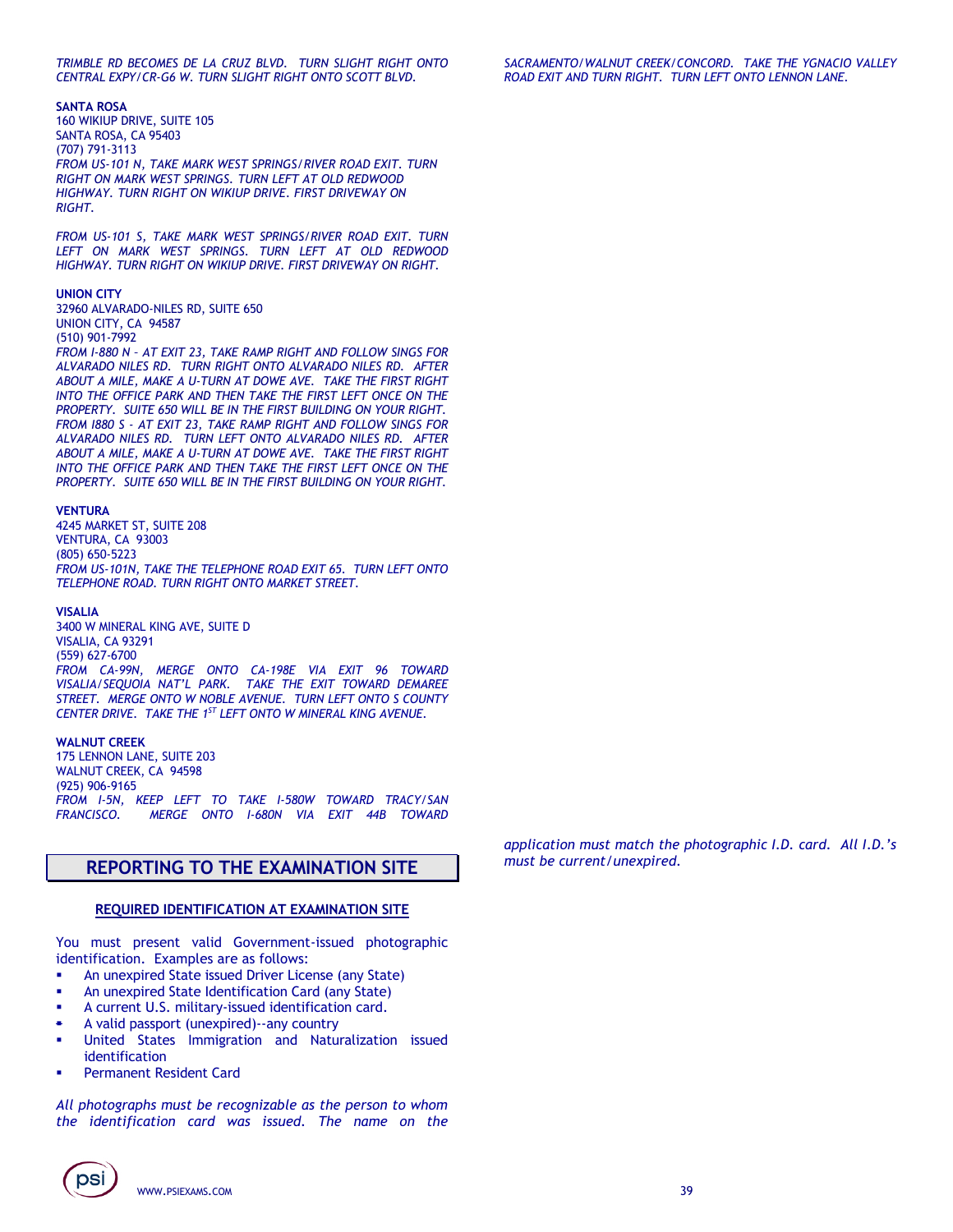*TRIMBLE RD BECOMES DE LA CRUZ BLVD. TURN SLIGHT RIGHT ONTO CENTRAL EXPY/CR-G6 W. TURN SLIGHT RIGHT ONTO SCOTT BLVD.*

**SANTA ROSA**
160 WIKIUP DRIVE, SUITE 105
SANTA ROSA, CA 95403
(707) 791-3113
*FROM US-101 N, TAKE MARK WEST SPRINGS/RIVER ROAD EXIT. TURN RIGHT ON MARK WEST SPRINGS. TURN LEFT AT OLD REDWOOD HIGHWAY. TURN RIGHT ON WIKIUP DRIVE. FIRST DRIVEWAY ON RIGHT.*

*FROM US-101 S, TAKE MARK WEST SPRINGS/RIVER ROAD EXIT. TURN LEFT ON MARK WEST SPRINGS. TURN LEFT AT OLD REDWOOD HIGHWAY. TURN RIGHT ON WIKIUP DRIVE. FIRST DRIVEWAY ON RIGHT.*

**UNION CITY**
32960 ALVARADO-NILES RD, SUITE 650
UNION CITY, CA 94587
(510) 901-7992
*FROM I-880 N - AT EXIT 23, TAKE RAMP RIGHT AND FOLLOW SINGS FOR ALVARADO NILES RD. TURN RIGHT ONTO ALVARADO NILES RD. AFTER ABOUT A MILE, MAKE A U-TURN AT DOWE AVE. TAKE THE FIRST RIGHT INTO THE OFFICE PARK AND THEN TAKE THE FIRST LEFT ONCE ON THE PROPERTY. SUITE 650 WILL BE IN THE FIRST BUILDING ON YOUR RIGHT. FROM I880 S - AT EXIT 23, TAKE RAMP RIGHT AND FOLLOW SINGS FOR ALVARADO NILES RD. TURN LEFT ONTO ALVARADO NILES RD. AFTER ABOUT A MILE, MAKE A U-TURN AT DOWE AVE. TAKE THE FIRST RIGHT INTO THE OFFICE PARK AND THEN TAKE THE FIRST LEFT ONCE ON THE PROPERTY. SUITE 650 WILL BE IN THE FIRST BUILDING ON YOUR RIGHT.*

**VENTURA**
4245 MARKET ST, SUITE 208
VENTURA, CA 93003
(805) 650-5223
*FROM US-101N, TAKE THE TELEPHONE ROAD EXIT 65. TURN LEFT ONTO TELEPHONE ROAD. TURN RIGHT ONTO MARKET STREET.*

**VISALIA**
3400 W MINERAL KING AVE, SUITE D
VISALIA, CA 93291
(559) 627-6700
*FROM CA-99N, MERGE ONTO CA-198E VIA EXIT 96 TOWARD VISALIA/SEQUOIA NAT'L PARK. TAKE THE EXIT TOWARD DEMAREE STREET. MERGE ONTO W NOBLE AVENUE. TURN LEFT ONTO S COUNTY CENTER DRIVE. TAKE THE 1ST LEFT ONTO W MINERAL KING AVENUE.*

**WALNUT CREEK**
175 LENNON LANE, SUITE 203
WALNUT CREEK, CA 94598
(925) 906-9165
*FROM I-5N, KEEP LEFT TO TAKE I-580W TOWARD TRACY/SAN FRANCISCO. MERGE ONTO I-680N VIA EXIT 44B TOWARD SACRAMENTO/WALNUT CREEK/CONCORD. TAKE THE YGNACIO VALLEY ROAD EXIT AND TURN RIGHT. TURN LEFT ONTO LENNON LANE.*

## REPORTING TO THE EXAMINATION SITE

### REQUIRED IDENTIFICATION AT EXAMINATION SITE

You must present valid Government-issued photographic identification. Examples are as follows:

- An unexpired State issued Driver License (any State)
- An unexpired State Identification Card (any State)
- A current U.S. military-issued identification card.
- A valid passport (unexpired)--any country
- United States Immigration and Naturalization issued identification
- Permanent Resident Card

*All photographs must be recognizable as the person to whom the identification card was issued. The name on the application must match the photographic I.D. card. All I.D.'s must be current/unexpired.*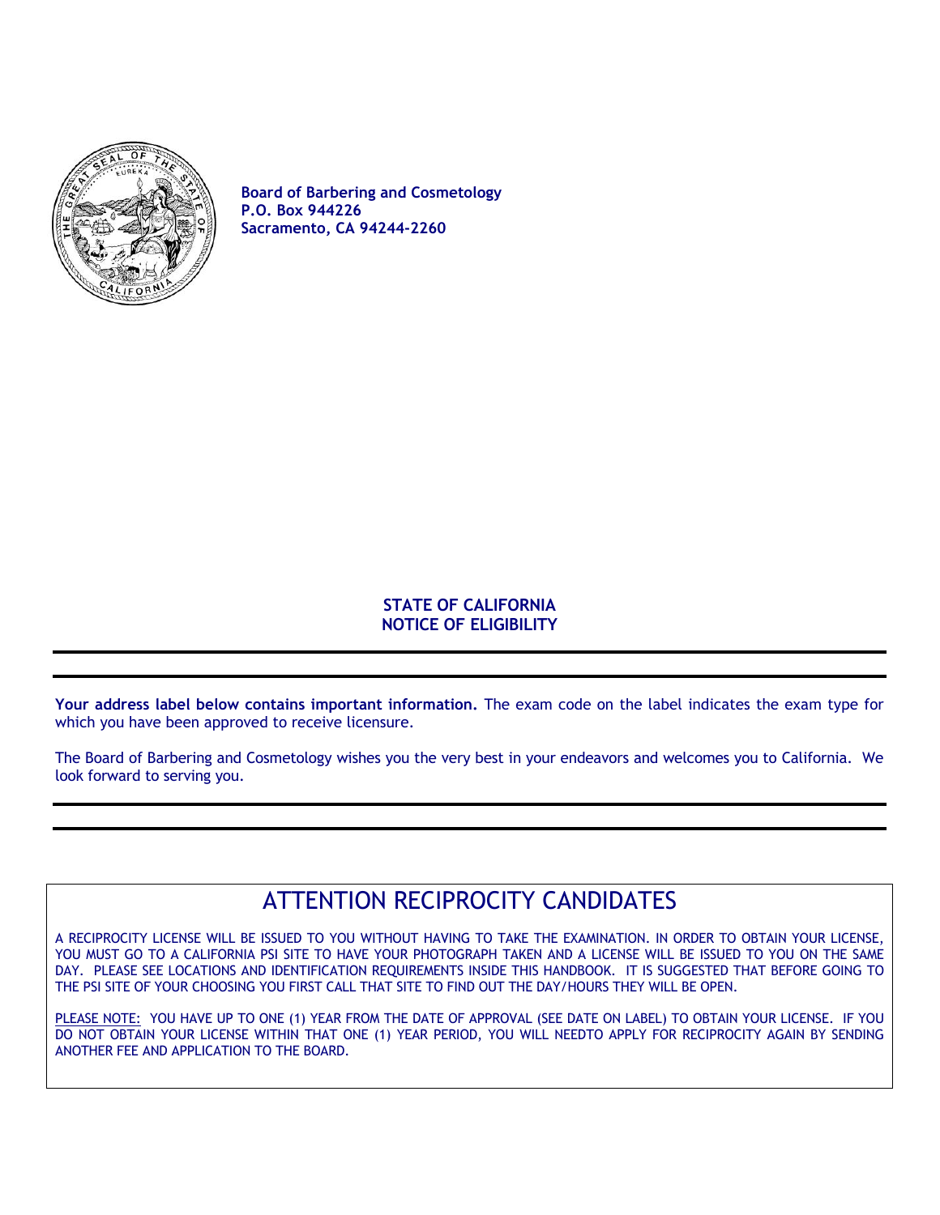**Board of Barbering and Cosmetology**
**P.O. Box 944226**
**Sacramento, CA 94244-2260**

**STATE OF CALIFORNIA**
**NOTICE OF ELIGIBILITY**

---

**Your address label below contains important information.** The exam code on the label indicates the exam type for which you have been approved to receive licensure.

The Board of Barbering and Cosmetology wishes you the very best in your endeavors and welcomes you to California. We look forward to serving you.

---

# ATTENTION RECIPROCITY CANDIDATES

A RECIPROCITY LICENSE WILL BE ISSUED TO YOU WITHOUT HAVING TO TAKE THE EXAMINATION. IN ORDER TO OBTAIN YOUR LICENSE, YOU MUST GO TO A CALIFORNIA PSI SITE TO HAVE YOUR PHOTOGRAPH TAKEN AND A LICENSE WILL BE ISSUED TO YOU ON THE SAME DAY. PLEASE SEE LOCATIONS AND IDENTIFICATION REQUIREMENTS INSIDE THIS HANDBOOK. IT IS SUGGESTED THAT BEFORE GOING TO THE PSI SITE OF YOUR CHOOSING YOU FIRST CALL THAT SITE TO FIND OUT THE DAY/HOURS THEY WILL BE OPEN.

PLEASE NOTE: YOU HAVE UP TO ONE (1) YEAR FROM THE DATE OF APPROVAL (SEE DATE ON LABEL) TO OBTAIN YOUR LICENSE. IF YOU DO NOT OBTAIN YOUR LICENSE WITHIN THAT ONE (1) YEAR PERIOD, YOU WILL NEEDTO APPLY FOR RECIPROCITY AGAIN BY SENDING ANOTHER FEE AND APPLICATION TO THE BOARD.